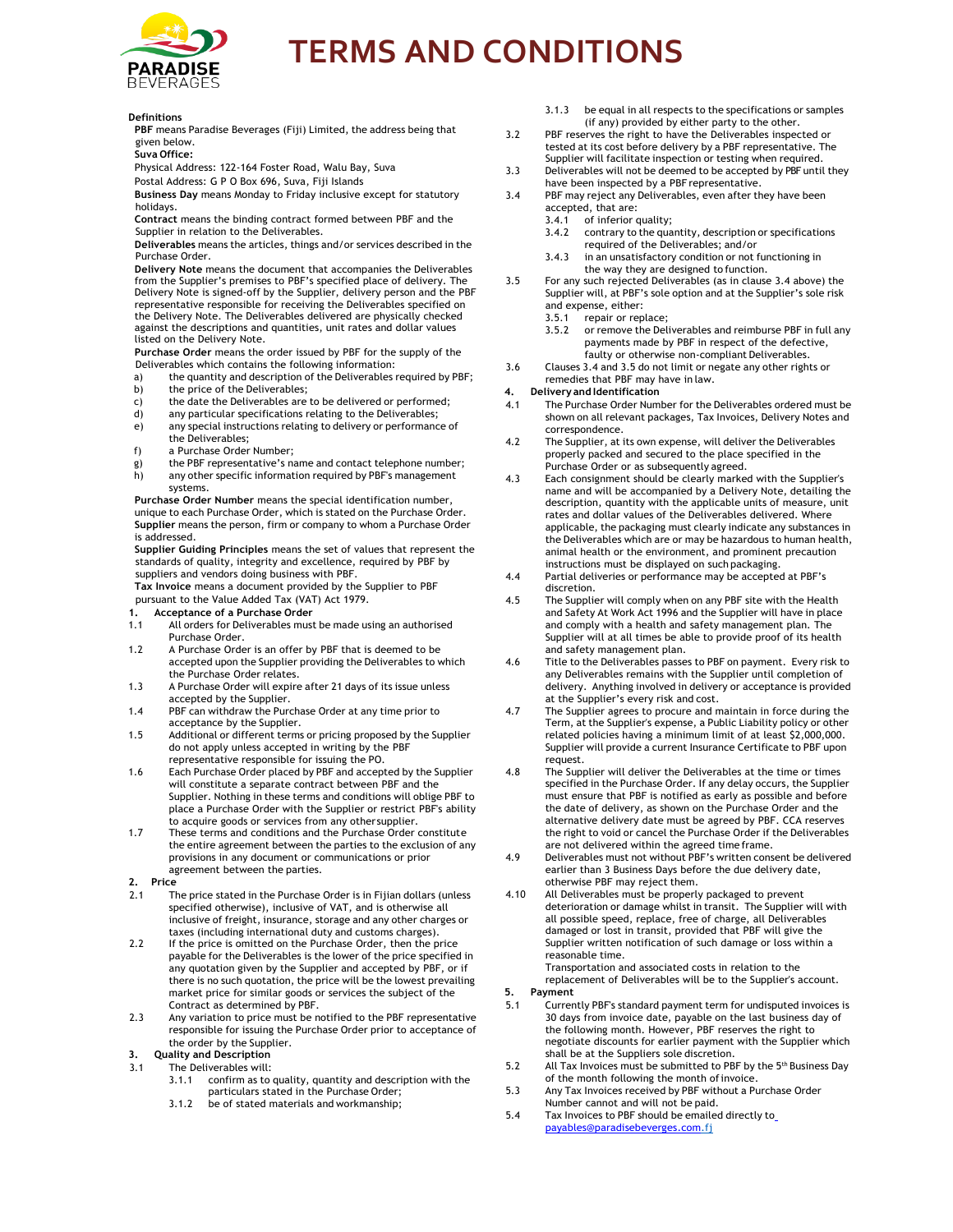# TERMS AND CONDITIONS

**Definitions**

**PBF** means Paradise Beverages (Fiji) Limited, the address being that given below.

**Suva Office:**

Physical Address: 122-164 Foster Road, Walu Bay, Suva

Postal Address: G P O Box 696, Suva, Fiji Islands

**Business Day** means Monday to Friday inclusive except for statutory holidays.

**Contract** means the binding contract formed between PBF and the Supplier in relation to the Deliverables.

**Deliverables** means the articles, things and/or services described in the Purchase Order.

**Delivery Note** means the document that accompanies the Deliverables from the Supplier's premises to PBF's specified place of delivery. The Delivery Note is signed-off by the Supplier, delivery person and the PBF representative responsible for receiving the Deliverables specified on the Delivery Note. The Deliverables delivered are physically checked against the descriptions and quantities, unit rates and dollar values listed on the Delivery Note.

**Purchase Order** means the order issued by PBF for the supply of the Deliverables which contains the following information:

a) the quantity and description of the Deliverables required by PBF;
b) the price of the Deliverables;
c) the date the Deliverables are to be delivered or performed;
d) any particular specifications relating to the Deliverables;
e) any special instructions relating to delivery or performance of the Deliverables;
f) a Purchase Order Number;
g) the PBF representative's name and contact telephone number;
h) any other specific information required by PBF's management systems.

**Purchase Order Number** means the special identification number, unique to each Purchase Order, which is stated on the Purchase Order.

**Supplier** means the person, firm or company to whom a Purchase Order is addressed.

**Supplier Guiding Principles** means the set of values that represent the standards of quality, integrity and excellence, required by PBF by suppliers and vendors doing business with PBF.

**Tax Invoice** means a document provided by the Supplier to PBF pursuant to the Value Added Tax (VAT) Act 1979.

**1. Acceptance of a Purchase Order**

1.1 All orders for Deliverables must be made using an authorised Purchase Order.

1.2 A Purchase Order is an offer by PBF that is deemed to be accepted upon the Supplier providing the Deliverables to which the Purchase Order relates.

1.3 A Purchase Order will expire after 21 days of its issue unless accepted by the Supplier.

1.4 PBF can withdraw the Purchase Order at any time prior to acceptance by the Supplier.

1.5 Additional or different terms or pricing proposed by the Supplier do not apply unless accepted in writing by the PBF representative responsible for issuing the PO.

1.6 Each Purchase Order placed by PBF and accepted by the Supplier will constitute a separate contract between PBF and the Supplier. Nothing in these terms and conditions will oblige PBF to place a Purchase Order with the Supplier or restrict PBF's ability to acquire goods or services from any other supplier.

1.7 These terms and conditions and the Purchase Order constitute the entire agreement between the parties to the exclusion of any provisions in any document or communications or prior agreement between the parties.

**2. Price**

2.1 The price stated in the Purchase Order is in Fijian dollars (unless specified otherwise), inclusive of VAT, and is otherwise all inclusive of freight, insurance, storage and any other charges or taxes (including international duty and customs charges).

2.2 If the price is omitted on the Purchase Order, then the price payable for the Deliverables is the lower of the price specified in any quotation given by the Supplier and accepted by PBF, or if there is no such quotation, the price will be the lowest prevailing market price for similar goods or services the subject of the Contract as determined by PBF.

2.3 Any variation to price must be notified to the PBF representative responsible for issuing the Purchase Order prior to acceptance of the order by the Supplier.

**3. Quality and Description**

3.1 The Deliverables will:

3.1.1 confirm as to quality, quantity and description with the particulars stated in the Purchase Order;

3.1.2 be of stated materials and workmanship;

3.1.3 be equal in all respects to the specifications or samples (if any) provided by either party to the other.

3.2 PBF reserves the right to have the Deliverables inspected or tested at its cost before delivery by a PBF representative. The Supplier will facilitate inspection or testing when required.

3.3 Deliverables will not be deemed to be accepted by PBF until they have been inspected by a PBF representative.

3.4 PBF may reject any Deliverables, even after they have been accepted, that are:

3.4.1 of inferior quality;

3.4.2 contrary to the quantity, description or specifications required of the Deliverables; and/or

3.4.3 in an unsatisfactory condition or not functioning in the way they are designed to function.

3.5 For any such rejected Deliverables (as in clause 3.4 above) the Supplier will, at PBF's sole option and at the Supplier's sole risk and expense, either:

3.5.1 repair or replace;

3.5.2 or remove the Deliverables and reimburse PBF in full any payments made by PBF in respect of the defective, faulty or otherwise non-compliant Deliverables.

3.6 Clauses 3.4 and 3.5 do not limit or negate any other rights or remedies that PBF may have in law.

**4. Delivery and Identification**

4.1 The Purchase Order Number for the Deliverables ordered must be shown on all relevant packages, Tax Invoices, Delivery Notes and correspondence.

4.2 The Supplier, at its own expense, will deliver the Deliverables properly packed and secured to the place specified in the Purchase Order or as subsequently agreed.

4.3 Each consignment should be clearly marked with the Supplier's name and will be accompanied by a Delivery Note, detailing the description, quantity with the applicable units of measure, unit rates and dollar values of the Deliverables delivered. Where applicable, the packaging must clearly indicate any substances in the Deliverables which are or may be hazardous to human health, animal health or the environment, and prominent precaution instructions must be displayed on such packaging.

4.4 Partial deliveries or performance may be accepted at PBF's discretion.

4.5 The Supplier will comply when on any PBF site with the Health and Safety At Work Act 1996 and the Supplier will have in place and comply with a health and safety management plan. The Supplier will at all times be able to provide proof of its health and safety management plan.

4.6 Title to the Deliverables passes to PBF on payment. Every risk to any Deliverables remains with the Supplier until completion of delivery. Anything involved in delivery or acceptance is provided at the Supplier's every risk and cost.

4.7 The Supplier agrees to procure and maintain in force during the Term, at the Supplier's expense, a Public Liability policy or other related policies having a minimum limit of at least $2,000,000. Supplier will provide a current Insurance Certificate to PBF upon request.

4.8 The Supplier will deliver the Deliverables at the time or times specified in the Purchase Order. If any delay occurs, the Supplier must ensure that PBF is notified as early as possible and before the date of delivery, as shown on the Purchase Order and the alternative delivery date must be agreed by PBF. CCA reserves the right to void or cancel the Purchase Order if the Deliverables are not delivered within the agreed time frame.

4.9 Deliverables must not without PBF's written consent be delivered earlier than 3 Business Days before the due delivery date, otherwise PBF may reject them.

4.10 All Deliverables must be properly packaged to prevent deterioration or damage whilst in transit. The Supplier will with all possible speed, replace, free of charge, all Deliverables damaged or lost in transit, provided that PBF will give the Supplier written notification of such damage or loss within a reasonable time.

Transportation and associated costs in relation to the replacement of Deliverables will be to the Supplier's account.

**5. Payment**

5.1 Currently PBF's standard payment term for undisputed invoices is 30 days from invoice date, payable on the last business day of the following month. However, PBF reserves the right to negotiate discounts for earlier payment with the Supplier which shall be at the Suppliers sole discretion.

5.2 All Tax Invoices must be submitted to PBF by the 5th Business Day of the month following the month of invoice.

5.3 Any Tax Invoices received by PBF without a Purchase Order Number cannot and will not be paid.

5.4 Tax Invoices to PBF should be emailed directly to payables@paradisebeverges.com.fj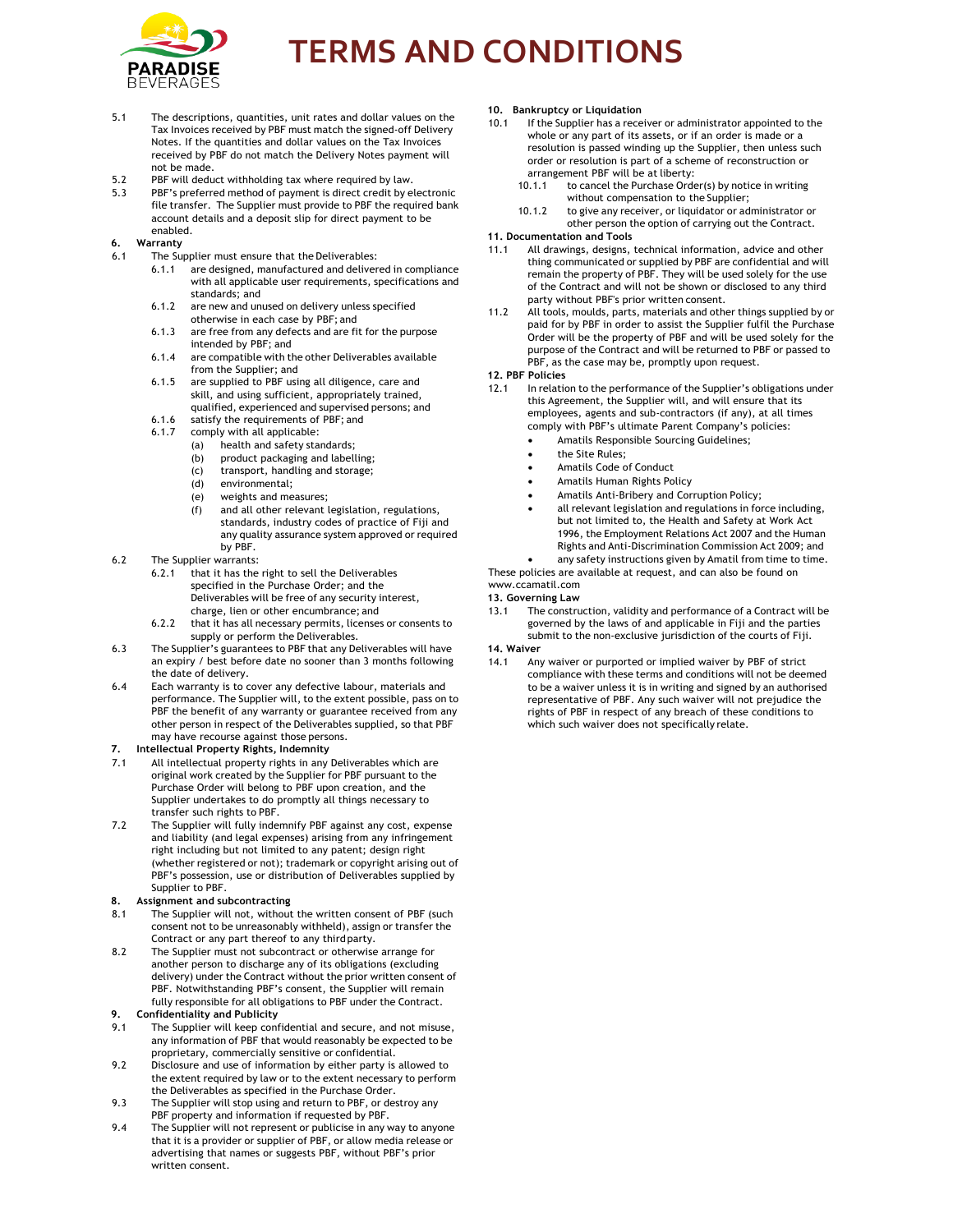# TERMS AND CONDITIONS

5.1 The descriptions, quantities, unit rates and dollar values on the Tax Invoices received by PBF must match the signed-off Delivery Notes. If the quantities and dollar values on the Tax Invoices received by PBF do not match the Delivery Notes payment will not be made.

5.2 PBF will deduct withholding tax where required by law.

5.3 PBF's preferred method of payment is direct credit by electronic file transfer. The Supplier must provide to PBF the required bank account details and a deposit slip for direct payment to be enabled.

**6. Warranty**

6.1 The Supplier must ensure that the Deliverables:

- 6.1.1 are designed, manufactured and delivered in compliance with all applicable user requirements, specifications and standards; and
- 6.1.2 are new and unused on delivery unless specified otherwise in each case by PBF; and
- 6.1.3 are free from any defects and are fit for the purpose intended by PBF; and
- 6.1.4 are compatible with the other Deliverables available from the Supplier; and
- 6.1.5 are supplied to PBF using all diligence, care and skill, and using sufficient, appropriately trained, qualified, experienced and supervised persons; and
- 6.1.6 satisfy the requirements of PBF; and
- 6.1.7 comply with all applicable:
  - (a) health and safety standards;
  - (b) product packaging and labelling;
  - (c) transport, handling and storage;
  - (d) environmental;
  - (e) weights and measures;
  - (f) and all other relevant legislation, regulations, standards, industry codes of practice of Fiji and any quality assurance system approved or required by PBF.

6.2 The Supplier warrants:

- 6.2.1 that it has the right to sell the Deliverables specified in the Purchase Order; and the Deliverables will be free of any security interest, charge, lien or other encumbrance; and
- 6.2.2 that it has all necessary permits, licenses or consents to supply or perform the Deliverables.

6.3 The Supplier's guarantees to PBF that any Deliverables will have an expiry / best before date no sooner than 3 months following the date of delivery.

6.4 Each warranty is to cover any defective labour, materials and performance. The Supplier will, to the extent possible, pass on to PBF the benefit of any warranty or guarantee received from any other person in respect of the Deliverables supplied, so that PBF may have recourse against those persons.

**7. Intellectual Property Rights, Indemnity**

7.1 All intellectual property rights in any Deliverables which are original work created by the Supplier for PBF pursuant to the Purchase Order will belong to PBF upon creation, and the Supplier undertakes to do promptly all things necessary to transfer such rights to PBF.

7.2 The Supplier will fully indemnify PBF against any cost, expense and liability (and legal expenses) arising from any infringement right including but not limited to any patent; design right (whether registered or not); trademark or copyright arising out of PBF's possession, use or distribution of Deliverables supplied by Supplier to PBF.

**8. Assignment and subcontracting**

8.1 The Supplier will not, without the written consent of PBF (such consent not to be unreasonably withheld), assign or transfer the Contract or any part thereof to any third party.

8.2 The Supplier must not subcontract or otherwise arrange for another person to discharge any of its obligations (excluding delivery) under the Contract without the prior written consent of PBF. Notwithstanding PBF's consent, the Supplier will remain fully responsible for all obligations to PBF under the Contract.

**9. Confidentiality and Publicity**

9.1 The Supplier will keep confidential and secure, and not misuse, any information of PBF that would reasonably be expected to be proprietary, commercially sensitive or confidential.

9.2 Disclosure and use of information by either party is allowed to the extent required by law or to the extent necessary to perform the Deliverables as specified in the Purchase Order.

9.3 The Supplier will stop using and return to PBF, or destroy any PBF property and information if requested by PBF.

9.4 The Supplier will not represent or publicise in any way to anyone that it is a provider or supplier of PBF, or allow media release or advertising that names or suggests PBF, without PBF's prior written consent.

**10. Bankruptcy or Liquidation**

10.1 If the Supplier has a receiver or administrator appointed to the whole or any part of its assets, or if an order is made or a resolution is passed winding up the Supplier, then unless such order or resolution is part of a scheme of reconstruction or arrangement PBF will be at liberty:

- 10.1.1 to cancel the Purchase Order(s) by notice in writing without compensation to the Supplier;
- 10.1.2 to give any receiver, or liquidator or administrator or other person the option of carrying out the Contract.

**11. Documentation and Tools**

11.1 All drawings, designs, technical information, advice and other thing communicated or supplied by PBF are confidential and will remain the property of PBF. They will be used solely for the use of the Contract and will not be shown or disclosed to any third party without PBF's prior written consent.

11.2 All tools, moulds, parts, materials and other things supplied by or paid for by PBF in order to assist the Supplier fulfil the Purchase Order will be the property of PBF and will be used solely for the purpose of the Contract and will be returned to PBF or passed to PBF, as the case may be, promptly upon request.

**12. PBF Policies**

12.1 In relation to the performance of the Supplier's obligations under this Agreement, the Supplier will, and will ensure that its employees, agents and sub-contractors (if any), at all times comply with PBF's ultimate Parent Company's policies:

- Amatils Responsible Sourcing Guidelines;
- the Site Rules;
- Amatils Code of Conduct
- Amatils Human Rights Policy
- Amatils Anti-Bribery and Corruption Policy;
- all relevant legislation and regulations in force including, but not limited to, the Health and Safety at Work Act 1996, the Employment Relations Act 2007 and the Human Rights and Anti-Discrimination Commission Act 2009; and
- any safety instructions given by Amatil from time to time.

These policies are available at request, and can also be found on www.ccamatil.com

**13. Governing Law**

13.1 The construction, validity and performance of a Contract will be governed by the laws of and applicable in Fiji and the parties submit to the non-exclusive jurisdiction of the courts of Fiji.

**14. Waiver**

14.1 Any waiver or purported or implied waiver by PBF of strict compliance with these terms and conditions will not be deemed to be a waiver unless it is in writing and signed by an authorised representative of PBF. Any such waiver will not prejudice the rights of PBF in respect of any breach of these conditions to which such waiver does not specifically relate.